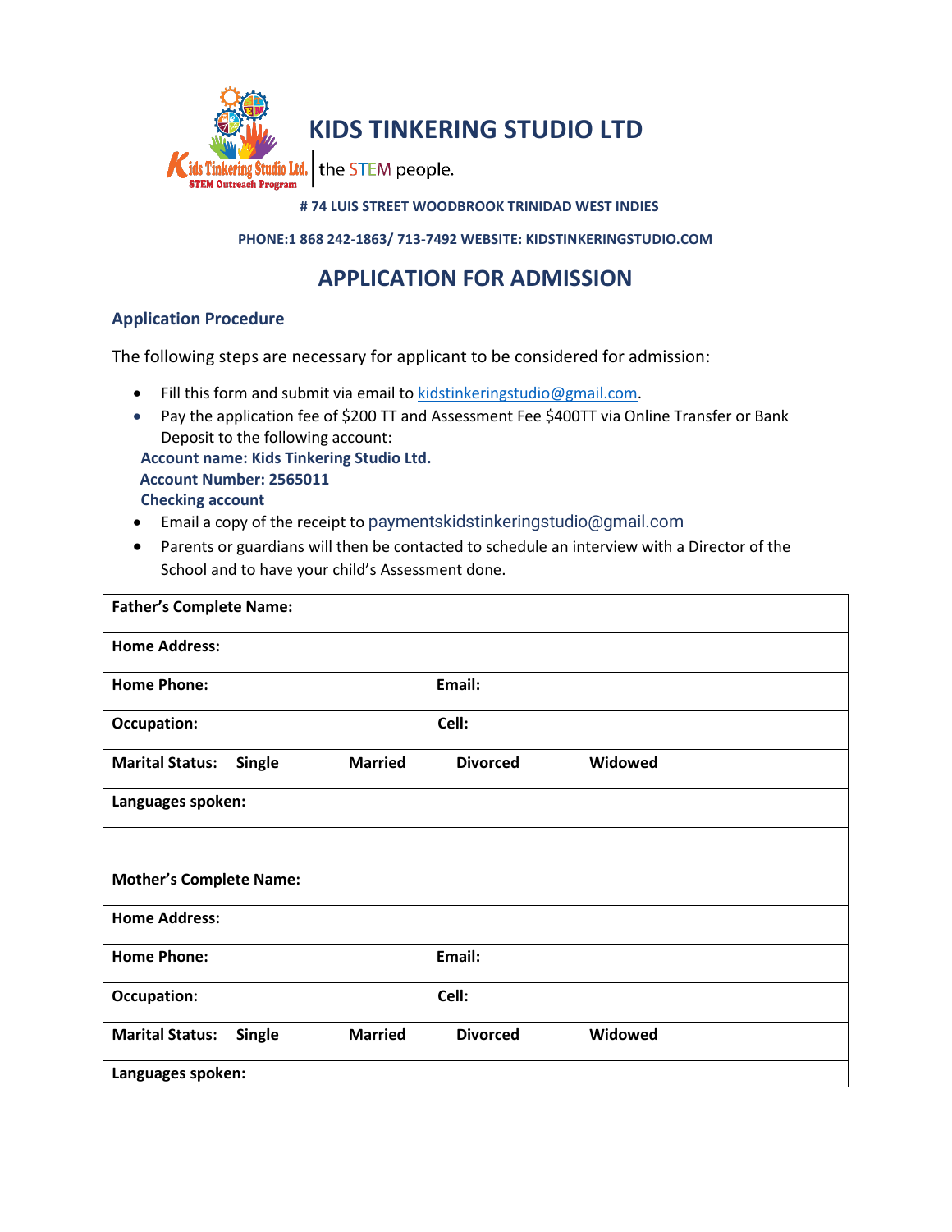Kids Tinkering Studio Ltd.
STEM Outreach Program

# KIDS TINKERING STUDIO LTD

the STEM people.

**# 74 LUIS STREET WOODBROOK TRINIDAD WEST INDIES**

**PHONE:1 868 242-1863/ 713-7492 WEBSITE: KIDSTINKERINGSTUDIO.COM**

## APPLICATION FOR ADMISSION

### Application Procedure

The following steps are necessary for applicant to be considered for admission:

- Fill this form and submit via email to kidstinkeringstudio@gmail.com.
- Pay the application fee of $200 TT and Assessment Fee $400TT via Online Transfer or Bank Deposit to the following account:

  **Account name: Kids Tinkering Studio Ltd.**
  **Account Number: 2565011**
  **Checking account**
- Email a copy of the receipt to paymentskidstinkeringstudio@gmail.com
- Parents or guardians will then be contacted to schedule an interview with a Director of the School and to have your child's Assessment done.

| | | | | |
|---|---|---|---|---|
| **Father's Complete Name:** | | | | |
| **Home Address:** | | | | |
| **Home Phone:** | | **Email:** | | |
| **Occupation:** | | **Cell:** | | |
| **Marital Status:** | **Single** | **Married** | **Divorced** | **Widowed** |
| **Languages spoken:** | | | | |
| | | | | |
| **Mother's Complete Name:** | | | | |
| **Home Address:** | | | | |
| **Home Phone:** | | **Email:** | | |
| **Occupation:** | | **Cell:** | | |
| **Marital Status:** | **Single** | **Married** | **Divorced** | **Widowed** |
| **Languages spoken:** | | | | |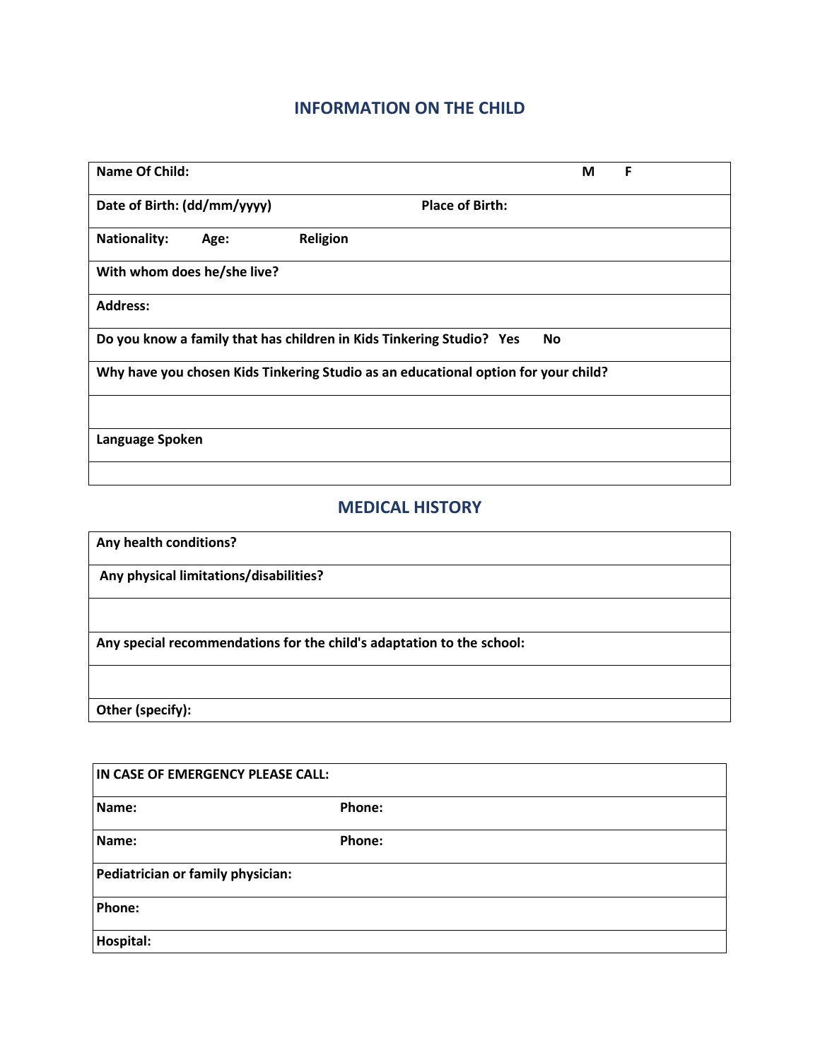## INFORMATION ON THE CHILD

| | | |
|---|---|---|
| **Name Of Child:** | | **M F** |
| **Date of Birth: (dd/mm/yyyy)** | **Place of Birth:** | |
| **Nationality: Age: Religion** | | |
| **With whom does he/she live?** | | |
| **Address:** | | |
| **Do you know a family that has children in Kids Tinkering Studio? Yes No** | | |
| **Why have you chosen Kids Tinkering Studio as an educational option for your child?** | | |
| | | |
| **Language Spoken** | | |
| | | |

## MEDICAL HISTORY

| |
|---|
| **Any health conditions?** |
| **Any physical limitations/disabilities?** |
| |
| **Any special recommendations for the child's adaptation to the school:** |
| |
| **Other (specify):** |

| | |
|---|---|
| **IN CASE OF EMERGENCY PLEASE CALL:** | |
| **Name:** | **Phone:** |
| **Name:** | **Phone:** |
| **Pediatrician or family physician:** | |
| **Phone:** | |
| **Hospital:** | |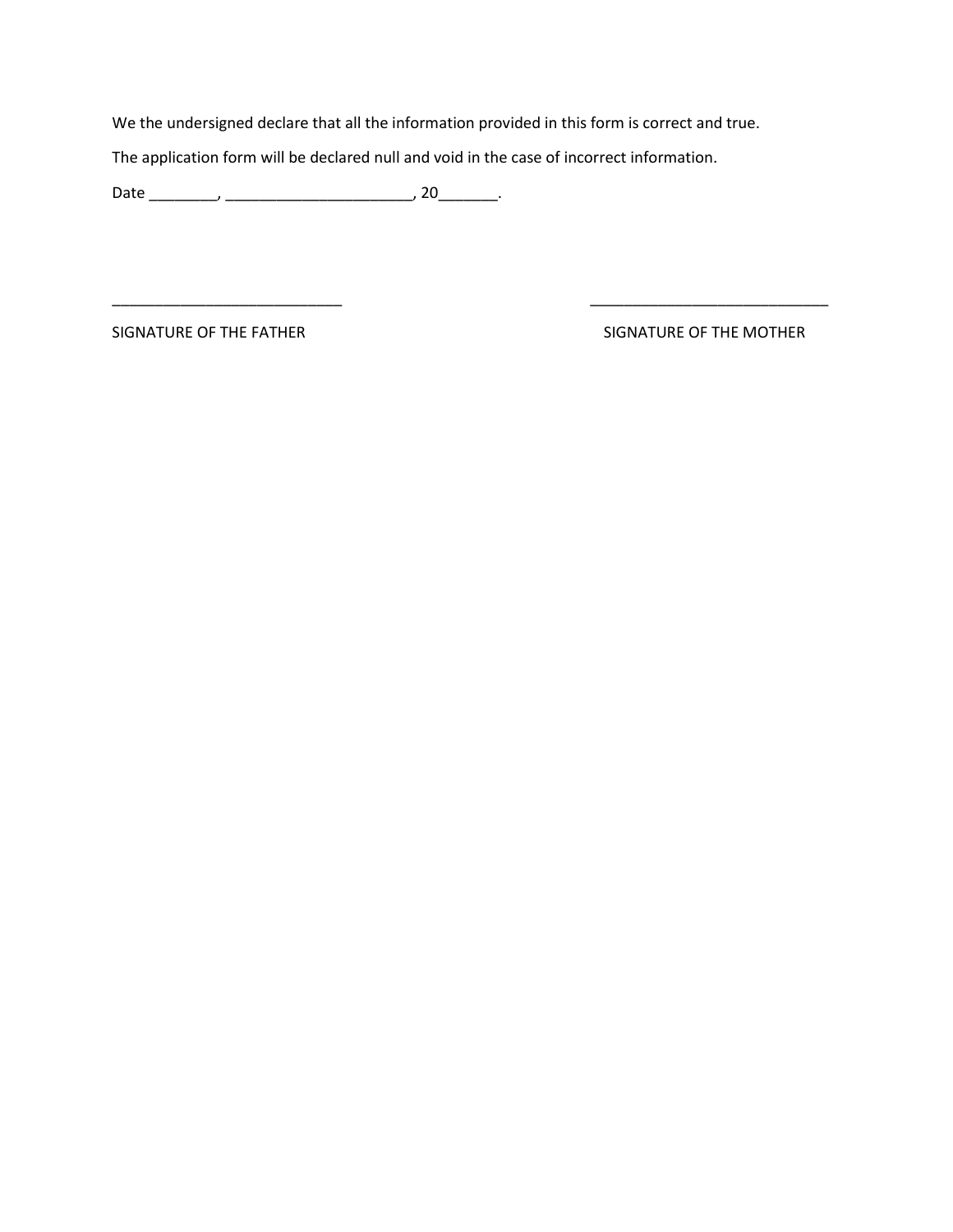We the undersigned declare that all the information provided in this form is correct and true.

The application form will be declared null and void in the case of incorrect information.

Date ________, ______________________, 20_______.

___________________________ ____________________________

SIGNATURE OF THE FATHER SIGNATURE OF THE MOTHER